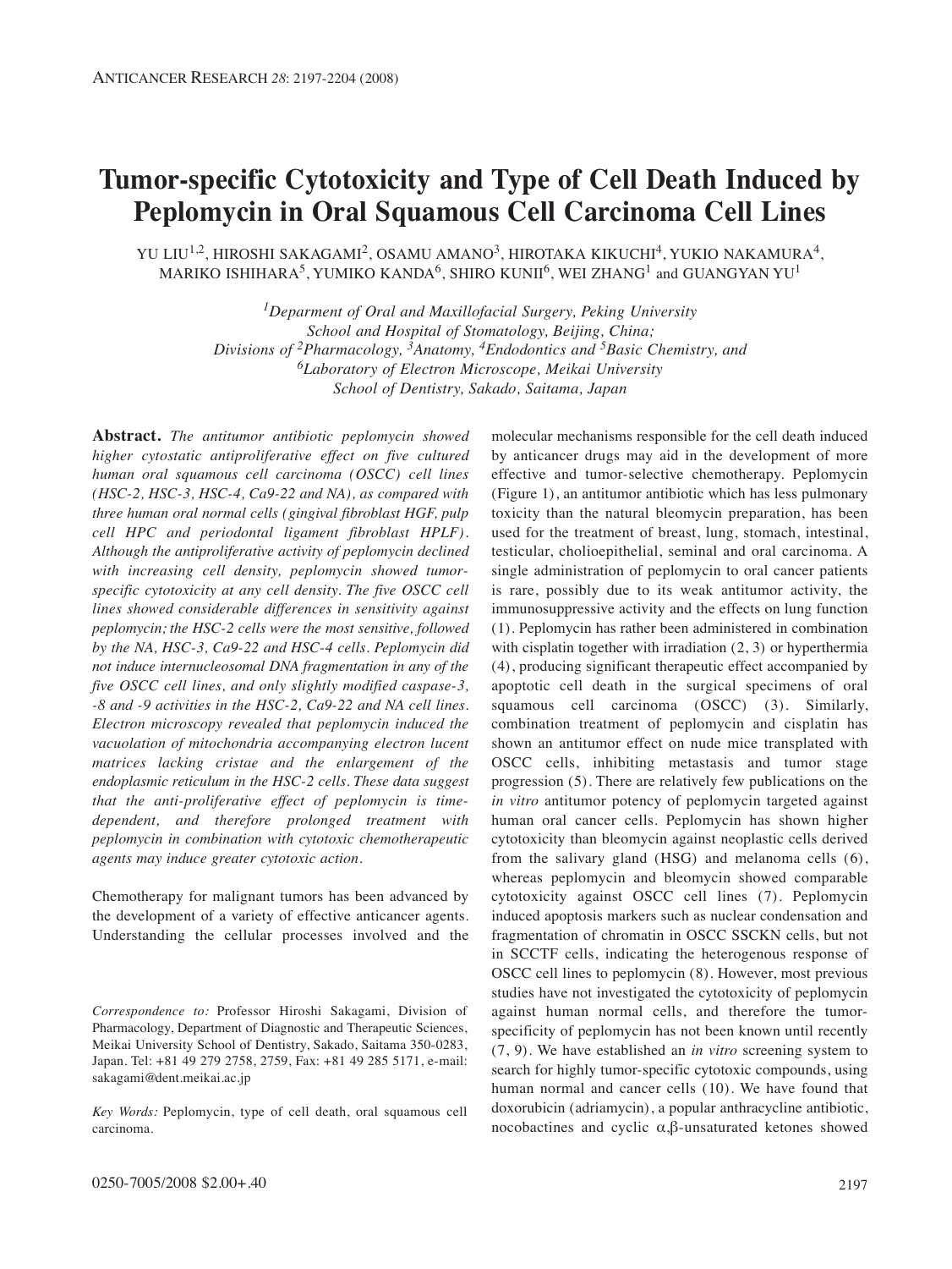# Tumor-specific Cytotoxicity and Type of Cell Death Induced by Peplomycin in Oral Squamous Cell Carcinoma Cell Lines

YU LIU[1,2], HIROSHI SAKAGAMI[2], OSAMU AMANO[3], HIROTAKA KIKUCHI[4], YUKIO NAKAMURA[4], MARIKO ISHIHARA[5], YUMIKO KANDA[6], SHIRO KUNII[6], WEI ZHANG[1] and GUANGYAN YU[1]

*[1]Deparment of Oral and Maxillofacial Surgery, Peking University School and Hospital of Stomatology, Beijing, China; Divisions of [2]Pharmacology, [3]Anatomy, [4]Endodontics and [5]Basic Chemistry, and [6]Laboratory of Electron Microscope, Meikai University School of Dentistry, Sakado, Saitama, Japan*

**Abstract.** *The antitumor antibiotic peplomycin showed higher cytostatic antiproliferative effect on five cultured human oral squamous cell carcinoma (OSCC) cell lines (HSC-2, HSC-3, HSC-4, Ca9-22 and NA), as compared with three human oral normal cells (gingival fibroblast HGF, pulp cell HPC and periodontal ligament fibroblast HPLF). Although the antiproliferative activity of peplomycin declined with increasing cell density, peplomycin showed tumor-specific cytotoxicity at any cell density. The five OSCC cell lines showed considerable differences in sensitivity against peplomycin; the HSC-2 cells were the most sensitive, followed by the NA, HSC-3, Ca9-22 and HSC-4 cells. Peplomycin did not induce internucleosomal DNA fragmentation in any of the five OSCC cell lines, and only slightly modified caspase-3, -8 and -9 activities in the HSC-2, Ca9-22 and NA cell lines. Electron microscopy revealed that peplomycin induced the vacuolation of mitochondria accompanying electron lucent matrices lacking cristae and the enlargement of the endoplasmic reticulum in the HSC-2 cells. These data suggest that the anti-proliferative effect of peplomycin is time-dependent, and therefore prolonged treatment with peplomycin in combination with cytotoxic chemotherapeutic agents may induce greater cytotoxic action.*

Chemotherapy for malignant tumors has been advanced by the development of a variety of effective anticancer agents. Understanding the cellular processes involved and the molecular mechanisms responsible for the cell death induced by anticancer drugs may aid in the development of more effective and tumor-selective chemotherapy. Peplomycin (Figure 1), an antitumor antibiotic which has less pulmonary toxicity than the natural bleomycin preparation, has been used for the treatment of breast, lung, stomach, intestinal, testicular, cholioepithelial, seminal and oral carcinoma. A single administration of peplomycin to oral cancer patients is rare, possibly due to its weak antitumor activity, the immunosuppressive activity and the effects on lung function (1). Peplomycin has rather been administered in combination with cisplatin together with irradiation (2, 3) or hyperthermia (4), producing significant therapeutic effect accompanied by apoptotic cell death in the surgical specimens of oral squamous cell carcinoma (OSCC) (3). Similarly, combination treatment of peplomycin and cisplatin has shown an antitumor effect on nude mice transplated with OSCC cells, inhibiting metastasis and tumor stage progression (5). There are relatively few publications on the *in vitro* antitumor potency of peplomycin targeted against human oral cancer cells. Peplomycin has shown higher cytotoxicity than bleomycin against neoplastic cells derived from the salivary gland (HSG) and melanoma cells (6), whereas peplomycin and bleomycin showed comparable cytotoxicity against OSCC cell lines (7). Peplomycin induced apoptosis markers such as nuclear condensation and fragmentation of chromatin in OSCC SSCKN cells, but not in SCCTF cells, indicating the heterogenous response of OSCC cell lines to peplomycin (8). However, most previous studies have not investigated the cytotoxicity of peplomycin against human normal cells, and therefore the tumor-specificity of peplomycin has not been known until recently (7, 9). We have established an *in vitro* screening system to search for highly tumor-specific cytotoxic compounds, using human normal and cancer cells (10). We have found that doxorubicin (adriamycin), a popular anthracycline antibiotic, nocobactines and cyclic $\alpha,\beta$-unsaturated ketones showed

*Correspondence to:* Professor Hiroshi Sakagami, Division of Pharmacology, Department of Diagnostic and Therapeutic Sciences, Meikai University School of Dentistry, Sakado, Saitama 350-0283, Japan. Tel: +81 49 279 2758, 2759, Fax: +81 49 285 5171, e-mail: sakagami@dent.meikai.ac.jp

*Key Words:* Peplomycin, type of cell death, oral squamous cell carcinoma.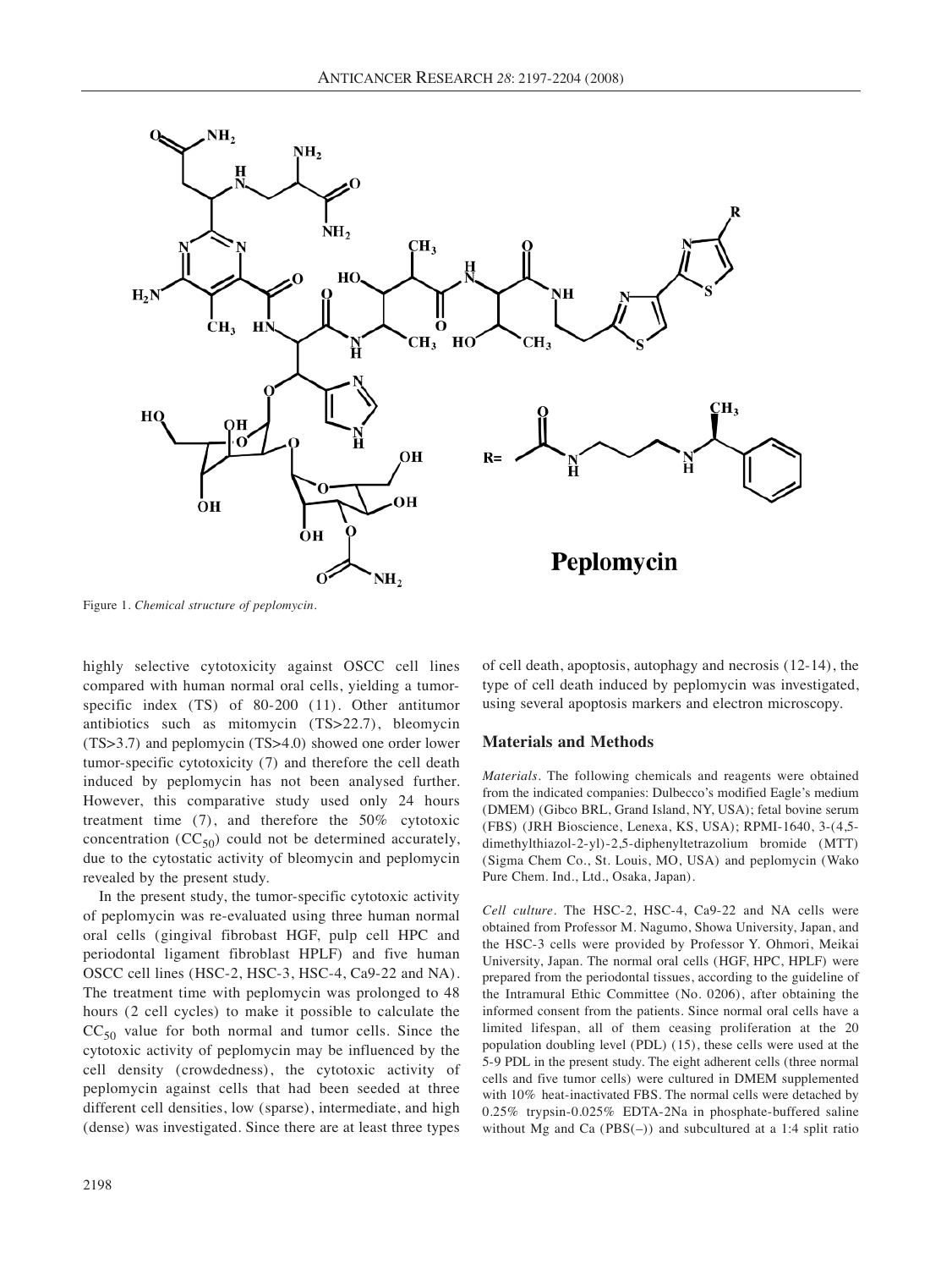Figure 1. *Chemical structure of peplomycin.*

highly selective cytotoxicity against OSCC cell lines compared with human normal oral cells, yielding a tumor-specific index (TS) of 80-200 (11). Other antitumor antibiotics such as mitomycin (TS>22.7), bleomycin (TS>3.7) and peplomycin (TS>4.0) showed one order lower tumor-specific cytotoxicity (7) and therefore the cell death induced by peplomycin has not been analysed further. However, this comparative study used only 24 hours treatment time (7), and therefore the 50% cytotoxic concentration ($CC_{50}$) could not be determined accurately, due to the cytostatic activity of bleomycin and peplomycin revealed by the present study.

In the present study, the tumor-specific cytotoxic activity of peplomycin was re-evaluated using three human normal oral cells (gingival fibrobast HGF, pulp cell HPC and periodontal ligament fibroblast HPLF) and five human OSCC cell lines (HSC-2, HSC-3, HSC-4, Ca9-22 and NA). The treatment time with peplomycin was prolonged to 48 hours (2 cell cycles) to make it possible to calculate the $CC_{50}$ value for both normal and tumor cells. Since the cytotoxic activity of peplomycin may be influenced by the cell density (crowdedness), the cytotoxic activity of peplomycin against cells that had been seeded at three different cell densities, low (sparse), intermediate, and high (dense) was investigated. Since there are at least three types of cell death, apoptosis, autophagy and necrosis (12-14), the type of cell death induced by peplomycin was investigated, using several apoptosis markers and electron microscopy.

## Materials and Methods

*Materials.* The following chemicals and reagents were obtained from the indicated companies: Dulbecco's modified Eagle's medium (DMEM) (Gibco BRL, Grand Island, NY, USA); fetal bovine serum (FBS) (JRH Bioscience, Lenexa, KS, USA); RPMI-1640, 3-(4,5-dimethylthiazol-2-yl)-2,5-diphenyltetrazolium bromide (MTT) (Sigma Chem Co., St. Louis, MO, USA) and peplomycin (Wako Pure Chem. Ind., Ltd., Osaka, Japan).

*Cell culture.* The HSC-2, HSC-4, Ca9-22 and NA cells were obtained from Professor M. Nagumo, Showa University, Japan, and the HSC-3 cells were provided by Professor Y. Ohmori, Meikai University, Japan. The normal oral cells (HGF, HPC, HPLF) were prepared from the periodontal tissues, according to the guideline of the Intramural Ethic Committee (No. 0206), after obtaining the informed consent from the patients. Since normal oral cells have a limited lifespan, all of them ceasing proliferation at the 20 population doubling level (PDL) (15), these cells were used at the 5-9 PDL in the present study. The eight adherent cells (three normal cells and five tumor cells) were cultured in DMEM supplemented with 10% heat-inactivated FBS. The normal cells were detached by 0.25% trypsin-0.025% EDTA-2Na in phosphate-buffered saline without Mg and Ca (PBS(–)) and subcultured at a 1:4 split ratio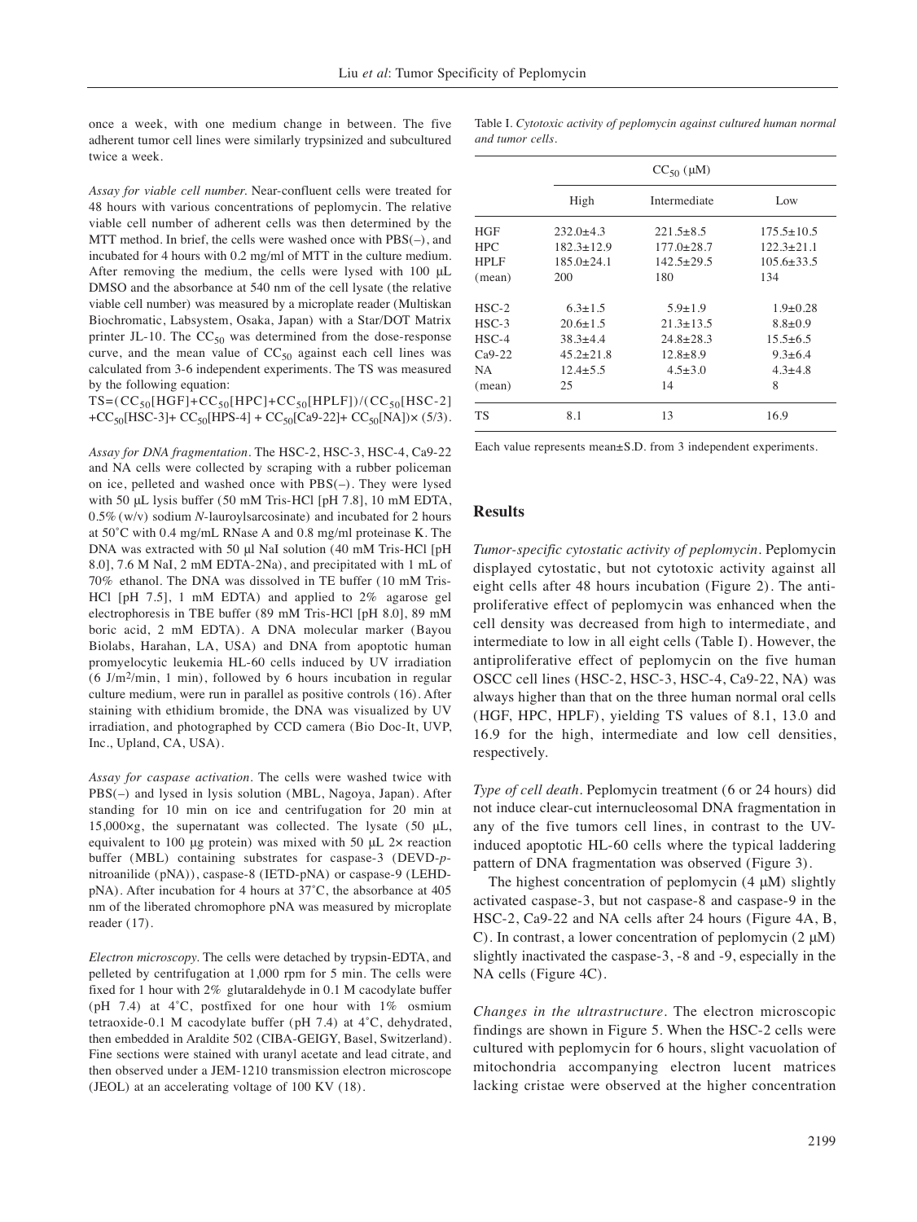once a week, with one medium change in between. The five adherent tumor cell lines were similarly trypsinized and subcultured twice a week.

*Assay for viable cell number.* Near-confluent cells were treated for 48 hours with various concentrations of peplomycin. The relative viable cell number of adherent cells was then determined by the MTT method. In brief, the cells were washed once with PBS(–), and incubated for 4 hours with 0.2 mg/ml of MTT in the culture medium. After removing the medium, the cells were lysed with 100 μL DMSO and the absorbance at 540 nm of the cell lysate (the relative viable cell number) was measured by a microplate reader (Multiskan Biochromatic, Labsystem, Osaka, Japan) with a Star/DOT Matrix printer JL-10. The $CC_{50}$ was determined from the dose-response curve, and the mean value of $CC_{50}$ against each cell lines was calculated from 3-6 independent experiments. The TS was measured by the following equation:

$$TS=(CC_{50}[HGF]+CC_{50}[HPC]+CC_{50}[HPLF])/(CC_{50}[HSC\text{-}2]+CC_{50}[HSC\text{-}3]+CC_{50}[HPS\text{-}4]+CC_{50}[Ca9\text{-}22]+CC_{50}[NA])\times(5/3).$$

*Assay for DNA fragmentation.* The HSC-2, HSC-3, HSC-4, Ca9-22 and NA cells were collected by scraping with a rubber policeman on ice, pelleted and washed once with PBS(–). They were lysed with 50 μL lysis buffer (50 mM Tris-HCl [pH 7.8], 10 mM EDTA, 0.5% (w/v) sodium *N*-lauroylsarcosinate) and incubated for 2 hours at 50˚C with 0.4 mg/mL RNase A and 0.8 mg/ml proteinase K. The DNA was extracted with 50 μl NaI solution (40 mM Tris-HCl [pH 8.0], 7.6 M NaI, 2 mM EDTA-2Na), and precipitated with 1 mL of 70% ethanol. The DNA was dissolved in TE buffer (10 mM Tris-HCl [pH 7.5], 1 mM EDTA) and applied to 2% agarose gel electrophoresis in TBE buffer (89 mM Tris-HCl [pH 8.0], 89 mM boric acid, 2 mM EDTA). A DNA molecular marker (Bayou Biolabs, Harahan, LA, USA) and DNA from apoptotic human promyelocytic leukemia HL-60 cells induced by UV irradiation (6 J/m$^2$/min, 1 min), followed by 6 hours incubation in regular culture medium, were run in parallel as positive controls (16). After staining with ethidium bromide, the DNA was visualized by UV irradiation, and photographed by CCD camera (Bio Doc-It, UVP, Inc., Upland, CA, USA).

*Assay for caspase activation.* The cells were washed twice with PBS(–) and lysed in lysis solution (MBL, Nagoya, Japan). After standing for 10 min on ice and centrifugation for 20 min at 15,000×g, the supernatant was collected. The lysate (50 μL, equivalent to 100 μg protein) was mixed with 50 μL 2× reaction buffer (MBL) containing substrates for caspase-3 (DEVD-*p*-nitroanilide (pNA)), caspase-8 (IETD-pNA) or caspase-9 (LEHD-pNA). After incubation for 4 hours at 37˚C, the absorbance at 405 nm of the liberated chromophore pNA was measured by microplate reader (17).

*Electron microscopy.* The cells were detached by trypsin-EDTA, and pelleted by centrifugation at 1,000 rpm for 5 min. The cells were fixed for 1 hour with 2% glutaraldehyde in 0.1 M cacodylate buffer (pH 7.4) at 4˚C, postfixed for one hour with 1% osmium tetraoxide-0.1 M cacodylate buffer (pH 7.4) at 4˚C, dehydrated, then embedded in Araldite 502 (CIBA-GEIGY, Basel, Switzerland). Fine sections were stained with uranyl acetate and lead citrate, and then observed under a JEM-1210 transmission electron microscope (JEOL) at an accelerating voltage of 100 KV (18).

Table I. *Cytotoxic activity of peplomycin against cultured human normal and tumor cells.*

| | $CC_{50}$ (μM) | | |
|---|---|---|---|
| | High | Intermediate | Low |
| HGF | 232.0±4.3 | 221.5±8.5 | 175.5±10.5 |
| HPC | 182.3±12.9 | 177.0±28.7 | 122.3±21.1 |
| HPLF | 185.0±24.1 | 142.5±29.5 | 105.6±33.5 |
| (mean) | 200 | 180 | 134 |
| HSC-2 | 6.3±1.5 | 5.9±1.9 | 1.9±0.28 |
| HSC-3 | 20.6±1.5 | 21.3±13.5 | 8.8±0.9 |
| HSC-4 | 38.3±4.4 | 24.8±28.3 | 15.5±6.5 |
| Ca9-22 | 45.2±21.8 | 12.8±8.9 | 9.3±6.4 |
| NA | 12.4±5.5 | 4.5±3.0 | 4.3±4.8 |
| (mean) | 25 | 14 | 8 |
| TS | 8.1 | 13 | 16.9 |

Each value represents mean±S.D. from 3 independent experiments.

## Results

*Tumor-specific cytostatic activity of peplomycin.* Peplomycin displayed cytostatic, but not cytotoxic activity against all eight cells after 48 hours incubation (Figure 2). The anti-proliferative effect of peplomycin was enhanced when the cell density was decreased from high to intermediate, and intermediate to low in all eight cells (Table I). However, the antiproliferative effect of peplomycin on the five human OSCC cell lines (HSC-2, HSC-3, HSC-4, Ca9-22, NA) was always higher than that on the three human normal oral cells (HGF, HPC, HPLF), yielding TS values of 8.1, 13.0 and 16.9 for the high, intermediate and low cell densities, respectively.

*Type of cell death.* Peplomycin treatment (6 or 24 hours) did not induce clear-cut internucleosomal DNA fragmentation in any of the five tumors cell lines, in contrast to the UV-induced apoptotic HL-60 cells where the typical laddering pattern of DNA fragmentation was observed (Figure 3).

The highest concentration of peplomycin (4 μM) slightly activated caspase-3, but not caspase-8 and caspase-9 in the HSC-2, Ca9-22 and NA cells after 24 hours (Figure 4A, B, C). In contrast, a lower concentration of peplomycin (2 μM) slightly inactivated the caspase-3, -8 and -9, especially in the NA cells (Figure 4C).

*Changes in the ultrastructure.* The electron microscopic findings are shown in Figure 5. When the HSC-2 cells were cultured with peplomycin for 6 hours, slight vacuolation of mitochondria accompanying electron lucent matrices lacking cristae were observed at the higher concentration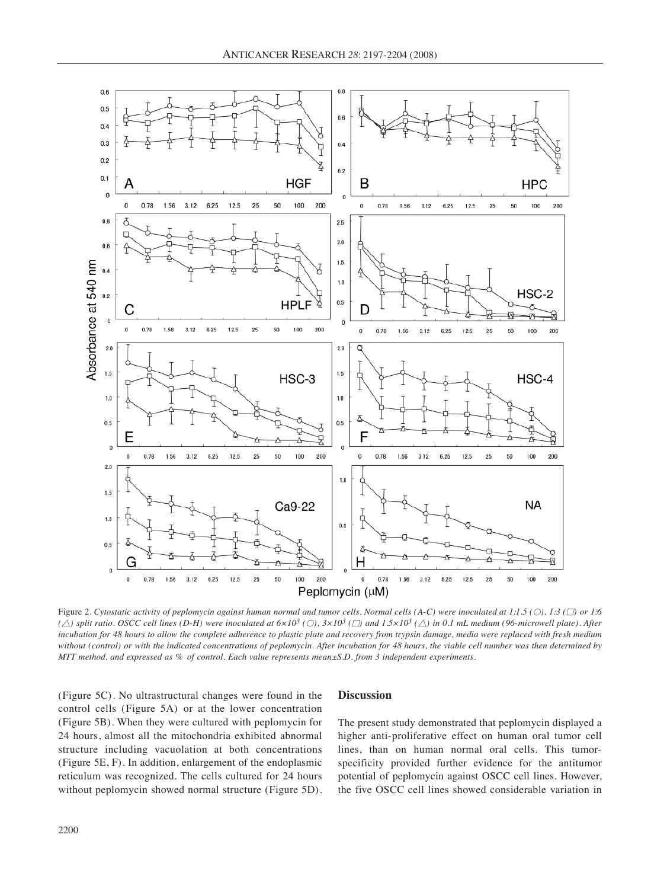Figure 2. *Cytostatic activity of peplomycin against human normal and tumor cells. Normal cells (A-C) were inoculated at 1:1.5 (○), 1:3 (□) or 1:6 (△) split ratio. OSCC cell lines (D-H) were inoculated at $6\times10^3$ (○), $3\times10^3$ (□) and $1.5\times10^3$ (△) in 0.1 mL medium (96-microwell plate). After incubation for 48 hours to allow the complete adherence to plastic plate and recovery from trypsin damage, media were replaced with fresh medium without (control) or with the indicated concentrations of peplomycin. After incubation for 48 hours, the viable cell number was then determined by MTT method, and expressed as % of control. Each value represents mean±S.D. from 3 independent experiments.*

(Figure 5C). No ultrastructural changes were found in the control cells (Figure 5A) or at the lower concentration (Figure 5B). When they were cultured with peplomycin for 24 hours, almost all the mitochondria exhibited abnormal structure including vacuolation at both concentrations (Figure 5E, F). In addition, enlargement of the endoplasmic reticulum was recognized. The cells cultured for 24 hours without peplomycin showed normal structure (Figure 5D).

## Discussion

The present study demonstrated that peplomycin displayed a higher anti-proliferative effect on human oral tumor cell lines, than on human normal oral cells. This tumor-specificity provided further evidence for the antitumor potential of peplomycin against OSCC cell lines. However, the five OSCC cell lines showed considerable variation in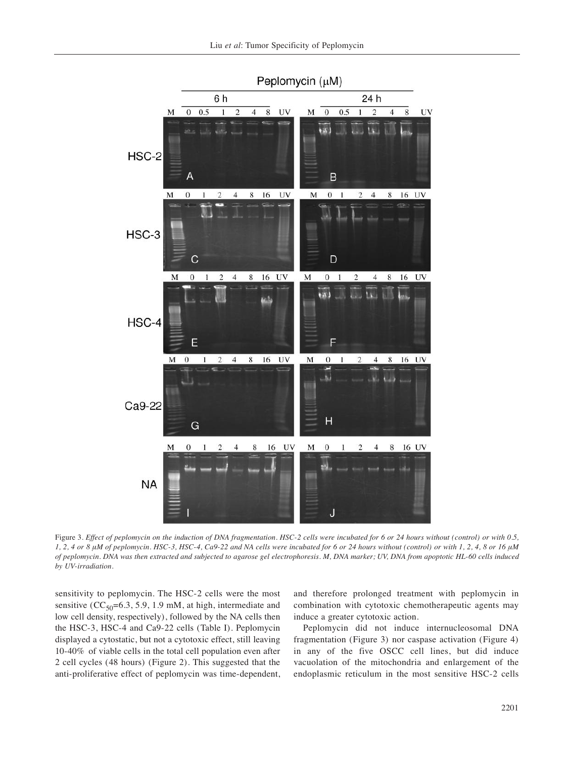Figure 3. *Effect of peplomycin on the induction of DNA fragmentation. HSC-2 cells were incubated for 6 or 24 hours without (control) or with 0.5, 1, 2, 4 or 8 μM of peplomycin. HSC-3, HSC-4, Ca9-22 and NA cells were incubated for 6 or 24 hours without (control) or with 1, 2, 4, 8 or 16 μM of peplomycin. DNA was then extracted and subjected to agarose gel electrophoresis. M, DNA marker; UV, DNA from apoptotic HL-60 cells induced by UV-irradiation.*

sensitivity to peplomycin. The HSC-2 cells were the most sensitive ($CC_{50}$=6.3, 5.9, 1.9 mM, at high, intermediate and low cell density, respectively), followed by the NA cells then the HSC-3, HSC-4 and Ca9-22 cells (Table I). Peplomycin displayed a cytostatic, but not a cytotoxic effect, still leaving 10-40% of viable cells in the total cell population even after 2 cell cycles (48 hours) (Figure 2). This suggested that the anti-proliferative effect of peplomycin was time-dependent, and therefore prolonged treatment with peplomycin in combination with cytotoxic chemotherapeutic agents may induce a greater cytotoxic action.

Peplomycin did not induce internucleosomal DNA fragmentation (Figure 3) nor caspase activation (Figure 4) in any of the five OSCC cell lines, but did induce vacuolation of the mitochondria and enlargement of the endoplasmic reticulum in the most sensitive HSC-2 cells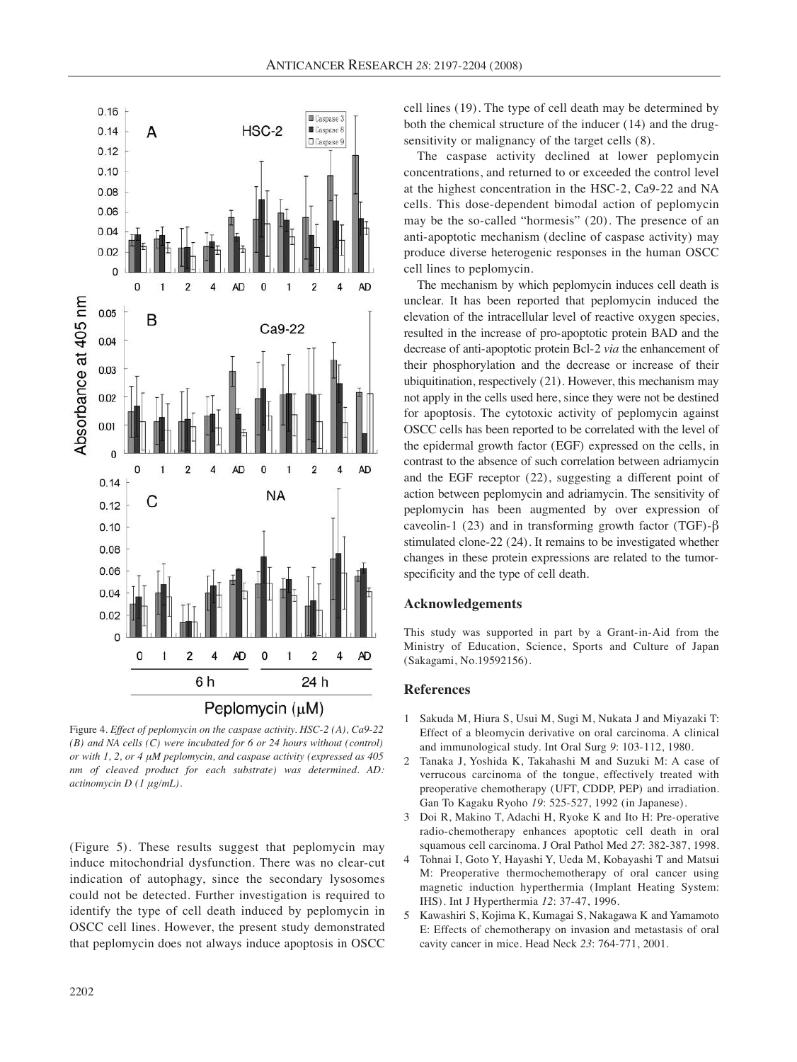Figure 4. *Effect of peplomycin on the caspase activity. HSC-2 (A), Ca9-22 (B) and NA cells (C) were incubated for 6 or 24 hours without (control) or with 1, 2, or 4 μM peplomycin, and caspase activity (expressed as 405 nm of cleaved product for each substrate) was determined. AD: actinomycin D (1 μg/mL).*

(Figure 5). These results suggest that peplomycin may induce mitochondrial dysfunction. There was no clear-cut indication of autophagy, since the secondary lysosomes could not be detected. Further investigation is required to identify the type of cell death induced by peplomycin in OSCC cell lines. However, the present study demonstrated that peplomycin does not always induce apoptosis in OSCC cell lines (19). The type of cell death may be determined by both the chemical structure of the inducer (14) and the drug-sensitivity or malignancy of the target cells (8).

The caspase activity declined at lower peplomycin concentrations, and returned to or exceeded the control level at the highest concentration in the HSC-2, Ca9-22 and NA cells. This dose-dependent bimodal action of peplomycin may be the so-called "hormesis" (20). The presence of an anti-apoptotic mechanism (decline of caspase activity) may produce diverse heterogenic responses in the human OSCC cell lines to peplomycin.

The mechanism by which peplomycin induces cell death is unclear. It has been reported that peplomycin induced the elevation of the intracellular level of reactive oxygen species, resulted in the increase of pro-apoptotic protein BAD and the decrease of anti-apoptotic protein Bcl-2 *via* the enhancement of their phosphorylation and the decrease or increase of their ubiquitination, respectively (21). However, this mechanism may not apply in the cells used here, since they were not be destined for apoptosis. The cytotoxic activity of peplomycin against OSCC cells has been reported to be correlated with the level of the epidermal growth factor (EGF) expressed on the cells, in contrast to the absence of such correlation between adriamycin and the EGF receptor (22), suggesting a different point of action between peplomycin and adriamycin. The sensitivity of peplomycin has been augmented by over expression of caveolin-1 (23) and in transforming growth factor (TGF)-β stimulated clone-22 (24). It remains to be investigated whether changes in these protein expressions are related to the tumor-specificity and the type of cell death.

## Acknowledgements

This study was supported in part by a Grant-in-Aid from the Ministry of Education, Science, Sports and Culture of Japan (Sakagami, No.19592156).

## References

1. Sakuda M, Hiura S, Usui M, Sugi M, Nukata J and Miyazaki T: Effect of a bleomycin derivative on oral carcinoma. A clinical and immunological study. Int Oral Surg *9*: 103-112, 1980.
2. Tanaka J, Yoshida K, Takahashi M and Suzuki M: A case of verrucous carcinoma of the tongue, effectively treated with preoperative chemotherapy (UFT, CDDP, PEP) and irradiation. Gan To Kagaku Ryoho *19*: 525-527, 1992 (in Japanese).
3. Doi R, Makino T, Adachi H, Ryoke K and Ito H: Pre-operative radio-chemotherapy enhances apoptotic cell death in oral squamous cell carcinoma. J Oral Pathol Med *27*: 382-387, 1998.
4. Tohnai I, Goto Y, Hayashi Y, Ueda M, Kobayashi T and Matsui M: Preoperative thermochemotherapy of oral cancer using magnetic induction hyperthermia (Implant Heating System: IHS). Int J Hyperthermia *12*: 37-47, 1996.
5. Kawashiri S, Kojima K, Kumagai S, Nakagawa K and Yamamoto E: Effects of chemotherapy on invasion and metastasis of oral cavity cancer in mice. Head Neck *23*: 764-771, 2001.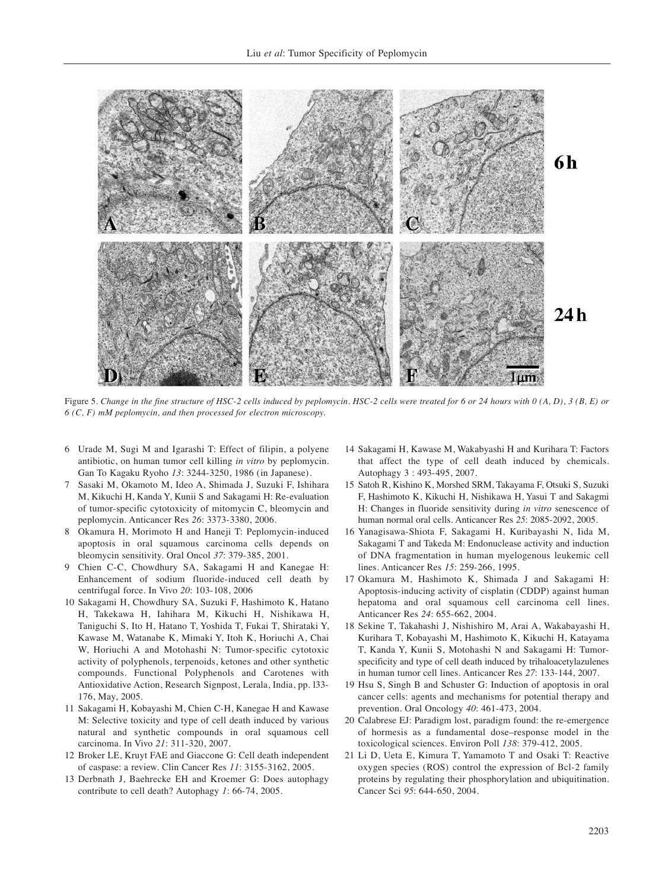Figure 5. *Change in the fine structure of HSC-2 cells induced by peplomycin. HSC-2 cells were treated for 6 or 24 hours with 0 (A, D), 3 (B, E) or 6 (C, F) mM peplomycin, and then processed for electron microscopy.*

6 Urade M, Sugi M and Igarashi T: Effect of filipin, a polyene antibiotic, on human tumor cell killing *in vitro* by peplomycin. Gan To Kagaku Ryoho *13*: 3244-3250, 1986 (in Japanese).

7 Sasaki M, Okamoto M, Ideo A, Shimada J, Suzuki F, Ishihara M, Kikuchi H, Kanda Y, Kunii S and Sakagami H: Re-evaluation of tumor-specific cytotoxicity of mitomycin C, bleomycin and peplomycin. Anticancer Res *26*: 3373-3380, 2006.

8 Okamura H, Morimoto H and Haneji T: Peplomycin-induced apoptosis in oral squamous carcinoma cells depends on bleomycin sensitivity. Oral Oncol *37*: 379-385, 2001.

9 Chien C-C, Chowdhury SA, Sakagami H and Kanegae H: Enhancement of sodium fluoride-induced cell death by centrifugal force. In Vivo *20*: 103-108, 2006

10 Sakagami H, Chowdhury SA, Suzuki F, Hashimoto K, Hatano H, Takekawa H, Iahihara M, Kikuchi H, Nishikawa H, Taniguchi S, Ito H, Hatano T, Yoshida T, Fukai T, Shirataki Y, Kawase M, Watanabe K, Mimaki Y, Itoh K, Horiuchi A, Chai W, Horiuchi A and Motohashi N: Tumor-specific cytotoxic activity of polyphenols, terpenoids, ketones and other synthetic compounds. Functional Polyphenols and Carotenes with Antioxidative Action, Research Signpost, Lerala, India, pp. l33-176, May, 2005.

11 Sakagami H, Kobayashi M, Chien C-H, Kanegae H and Kawase M: Selective toxicity and type of cell death induced by various natural and synthetic compounds in oral squamous cell carcinoma. In Vivo *21*: 311-320, 2007.

12 Broker LE, Kruyt FAE and Giaccone G: Cell death independent of caspase: a review. Clin Cancer Res *11*: 3155-3162, 2005.

13 Derbnath J, Baehrecke EH and Kroemer G: Does autophagy contribute to cell death? Autophagy *1*: 66-74, 2005.

14 Sakagami H, Kawase M, Wakabyashi H and Kurihara T: Factors that affect the type of cell death induced by chemicals. Autophagy 3 : 493-495, 2007.

15 Satoh R, Kishino K, Morshed SRM, Takayama F, Otsuki S, Suzuki F, Hashimoto K, Kikuchi H, Nishikawa H, Yasui T and Sakagmi H: Changes in fluoride sensitivity during *in vitro* senescence of human normal oral cells. Anticancer Res *25*: 2085-2092, 2005.

16 Yanagisawa-Shiota F, Sakagami H, Kuribayashi N, Iida M, Sakagami T and Takeda M: Endonuclease activity and induction of DNA fragmentation in human myelogenous leukemic cell lines. Anticancer Res *15*: 259-266, 1995.

17 Okamura M, Hashimoto K, Shimada J and Sakagami H: Apoptosis-inducing activity of cisplatin (CDDP) against human hepatoma and oral squamous cell carcinoma cell lines. Anticancer Res *24*: 655-662, 2004.

18 Sekine T, Takahashi J, Nishishiro M, Arai A, Wakabayashi H, Kurihara T, Kobayashi M, Hashimoto K, Kikuchi H, Katayama T, Kanda Y, Kunii S, Motohashi N and Sakagami H: Tumor-specificity and type of cell death induced by trihaloacetylazulenes in human tumor cell lines. Anticancer Res *27*: 133-144, 2007.

19 Hsu S, Singh B and Schuster G: Induction of apoptosis in oral cancer cells: agents and mechanisms for potential therapy and prevention. Oral Oncology *40*: 461-473, 2004.

20 Calabrese EJ: Paradigm lost, paradigm found: the re-emergence of hormesis as a fundamental dose–response model in the toxicological sciences. Environ Poll *138*: 379-412, 2005.

21 Li D, Ueta E, Kimura T, Yamamoto T and Osaki T: Reactive oxygen species (ROS) control the expression of Bcl-2 family proteins by regulating their phosphorylation and ubiquitination. Cancer Sci *95*: 644-650, 2004.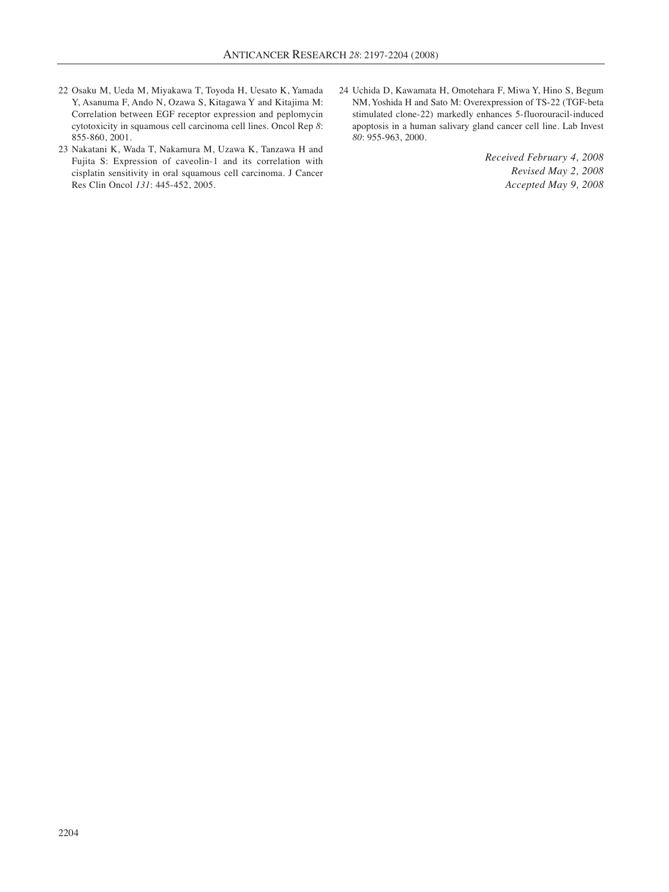22 Osaku M, Ueda M, Miyakawa T, Toyoda H, Uesato K, Yamada Y, Asanuma F, Ando N, Ozawa S, Kitagawa Y and Kitajima M: Correlation between EGF receptor expression and peplomycin cytotoxicity in squamous cell carcinoma cell lines. Oncol Rep *8*: 855-860, 2001.

23 Nakatani K, Wada T, Nakamura M, Uzawa K, Tanzawa H and Fujita S: Expression of caveolin-1 and its correlation with cisplatin sensitivity in oral squamous cell carcinoma. J Cancer Res Clin Oncol *131*: 445-452, 2005.

24 Uchida D, Kawamata H, Omotehara F, Miwa Y, Hino S, Begum NM, Yoshida H and Sato M: Overexpression of TS-22 (TGF-beta stimulated clone-22) markedly enhances 5-fluorouracil-induced apoptosis in a human salivary gland cancer cell line. Lab Invest *80*: 955-963, 2000.

*Received February 4, 2008*
*Revised May 2, 2008*
*Accepted May 9, 2008*